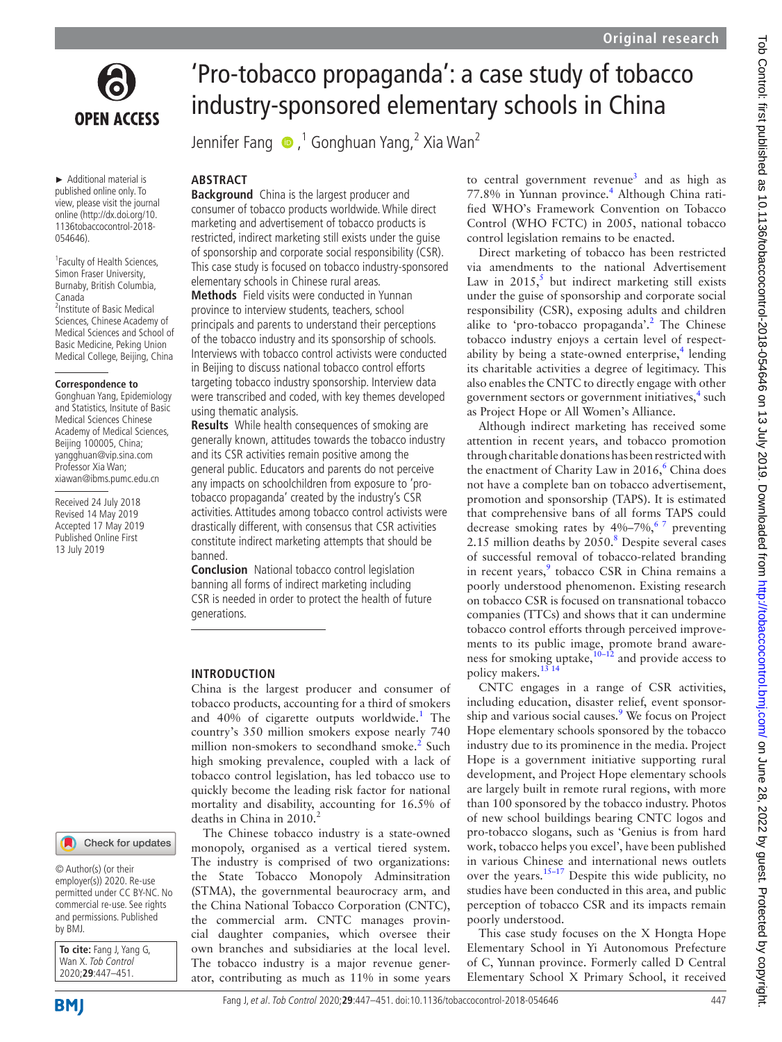# 'Pro-tobacco propaganda': a case study of tobacco industry-sponsored elementary schools in China

Jennifer Fang,[1] Gonghuan Yang,[2] Xia Wan[2]

► Additional material is published online only. To view, please visit the journal online (http://dx.doi.org/10.1136tobaccocontrol-2018-054646).

[1]Faculty of Health Sciences, Simon Fraser University, Burnaby, British Columbia, Canada
[2]Institute of Basic Medical Sciences, Chinese Academy of Medical Sciences and School of Basic Medicine, Peking Union Medical College, Beijing, China

**Correspondence to**
Gonghuan Yang, Epidemiology and Statistics, Insitute of Basic Medical Sciences Chinese Academy of Medical Sciences, Beijing 100005, China; yangghuan@vip.sina.com
Professor Xia Wan; xiawan@ibms.pumc.edu.cn

Received 24 July 2018
Revised 14 May 2019
Accepted 17 May 2019
Published Online First 13 July 2019

© Author(s) (or their employer(s)) 2020. Re-use permitted under CC BY-NC. No commercial re-use. See rights and permissions. Published by BMJ.

**To cite:** Fang J, Yang G, Wan X. *Tob Control* 2020;**29**:447–451.

## ABSTRACT

**Background** China is the largest producer and consumer of tobacco products worldwide. While direct marketing and advertisement of tobacco products is restricted, indirect marketing still exists under the guise of sponsorship and corporate social responsibility (CSR). This case study is focused on tobacco industry-sponsored elementary schools in Chinese rural areas.

**Methods** Field visits were conducted in Yunnan province to interview students, teachers, school principals and parents to understand their perceptions of the tobacco industry and its sponsorship of schools. Interviews with tobacco control activists were conducted in Beijing to discuss national tobacco control efforts targeting tobacco industry sponsorship. Interview data were transcribed and coded, with key themes developed using thematic analysis.

**Results** While health consequences of smoking are generally known, attitudes towards the tobacco industry and its CSR activities remain positive among the general public. Educators and parents do not perceive any impacts on schoolchildren from exposure to 'pro-tobacco propaganda' created by the industry's CSR activities. Attitudes among tobacco control activists were drastically different, with consensus that CSR activities constitute indirect marketing attempts that should be banned.

**Conclusion** National tobacco control legislation banning all forms of indirect marketing including CSR is needed in order to protect the health of future generations.

## INTRODUCTION

China is the largest producer and consumer of tobacco products, accounting for a third of smokers and 40% of cigarette outputs worldwide.[1] The country's 350 million smokers expose nearly 740 million non-smokers to secondhand smoke.[2] Such high smoking prevalence, coupled with a lack of tobacco control legislation, has led tobacco use to quickly become the leading risk factor for national mortality and disability, accounting for 16.5% of deaths in China in 2010.[2]

The Chinese tobacco industry is a state-owned monopoly, organised as a vertical tiered system. The industry is comprised of two organizations: the State Tobacco Monopoly Adminsitration (STMA), the governmental beaurocracy arm, and the China National Tobacco Corporation (CNTC), the commercial arm. CNTC manages provincial daughter companies, which oversee their own branches and subsidiaries at the local level. The tobacco industry is a major revenue generator, contributing as much as 11% in some years to central government revenue[3] and as high as 77.8% in Yunnan province.[4] Although China ratified WHO's Framework Convention on Tobacco Control (WHO FCTC) in 2005, national tobacco control legislation remains to be enacted.

Direct marketing of tobacco has been restricted via amendments to the national Advertisement Law in 2015,[5] but indirect marketing still exists under the guise of sponsorship and corporate social responsibility (CSR), exposing adults and children alike to 'pro-tobacco propaganda'.[2] The Chinese tobacco industry enjoys a certain level of respectability by being a state-owned enterprise,[4] lending its charitable activities a degree of legitimacy. This also enables the CNTC to directly engage with other government sectors or government initiatives,[4] such as Project Hope or All Women's Alliance.

Although indirect marketing has received some attention in recent years, and tobacco promotion through charitable donations has been restricted with the enactment of Charity Law in 2016,[6] China does not have a complete ban on tobacco advertisement, promotion and sponsorship (TAPS). It is estimated that comprehensive bans of all forms TAPS could decrease smoking rates by 4%–7%,[6,7] preventing 2.15 million deaths by 2050.[8] Despite several cases of successful removal of tobacco-related branding in recent years,[9] tobacco CSR in China remains a poorly understood phenomenon. Existing research on tobacco CSR is focused on transnational tobacco companies (TTCs) and shows that it can undermine tobacco control efforts through perceived improvements to its public image, promote brand awareness for smoking uptake,[10–12] and provide access to policy makers.[13,14]

CNTC engages in a range of CSR activities, including education, disaster relief, event sponsorship and various social causes.[9] We focus on Project Hope elementary schools sponsored by the tobacco industry due to its prominence in the media. Project Hope is a government initiative supporting rural development, and Project Hope elementary schools are largely built in remote rural regions, with more than 100 sponsored by the tobacco industry. Photos of new school buildings bearing CNTC logos and pro-tobacco slogans, such as 'Genius is from hard work, tobacco helps you excel', have been published in various Chinese and international news outlets over the years.[15–17] Despite this wide publicity, no studies have been conducted in this area, and public perception of tobacco CSR and its impacts remain poorly understood.

This case study focuses on the X Hongta Hope Elementary School in Yi Autonomous Prefecture of C, Yunnan province. Formerly called D Central Elementary School X Primary School, it received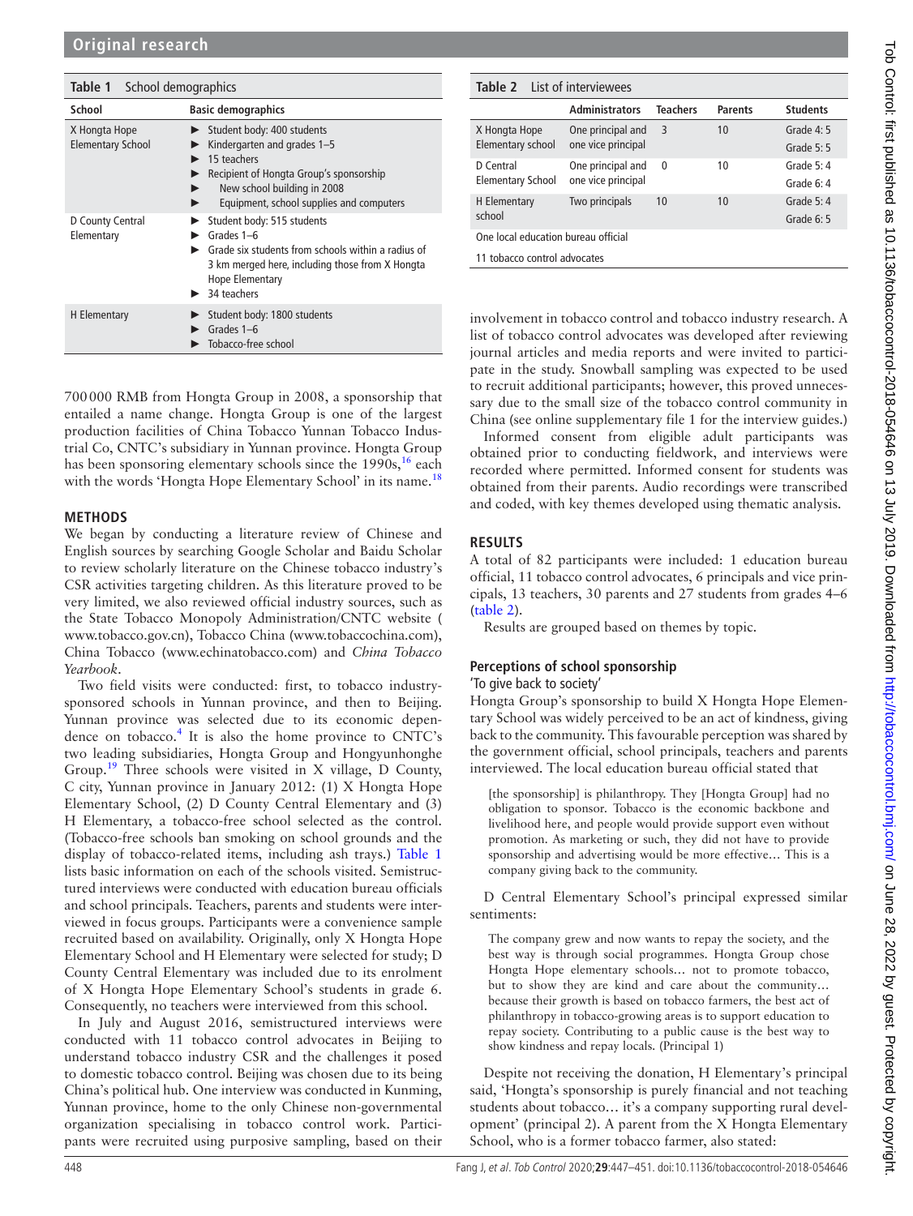**Table 1** School demographics

| School | Basic demographics |
|---|---|
| X Hongta Hope Elementary School | ▶ Student body: 400 students<br>▶ Kindergarten and grades 1–5<br>▶ 15 teachers<br>▶ Recipient of Hongta Group's sponsorship<br>▶ New school building in 2008<br>▶ Equipment, school supplies and computers |
| D County Central Elementary | ▶ Student body: 515 students<br>▶ Grades 1–6<br>▶ Grade six students from schools within a radius of 3 km merged here, including those from X Hongta Hope Elementary<br>▶ 34 teachers |
| H Elementary | ▶ Student body: 1800 students<br>▶ Grades 1–6<br>▶ Tobacco-free school |

700 000 RMB from Hongta Group in 2008, a sponsorship that entailed a name change. Hongta Group is one of the largest production facilities of China Tobacco Yunnan Tobacco Industrial Co, CNTC's subsidiary in Yunnan province. Hongta Group has been sponsoring elementary schools since the 1990s,[16] each with the words 'Hongta Hope Elementary School' in its name.[18]

## METHODS

We began by conducting a literature review of Chinese and English sources by searching Google Scholar and Baidu Scholar to review scholarly literature on the Chinese tobacco industry's CSR activities targeting children. As this literature proved to be very limited, we also reviewed official industry sources, such as the State Tobacco Monopoly Administration/CNTC website (www.tobacco.gov.cn), Tobacco China (www.tobaccochina.com), China Tobacco (www.echinatobacco.com) and *China Tobacco Yearbook*.

Two field visits were conducted: first, to tobacco industry-sponsored schools in Yunnan province, and then to Beijing. Yunnan province was selected due to its economic dependence on tobacco.[4] It is also the home province to CNTC's two leading subsidiaries, Hongta Group and Hongyunhonghe Group.[19] Three schools were visited in X village, D County, C city, Yunnan province in January 2012: (1) X Hongta Hope Elementary School, (2) D County Central Elementary and (3) H Elementary, a tobacco-free school selected as the control. (Tobacco-free schools ban smoking on school grounds and the display of tobacco-related items, including ash trays.) Table 1 lists basic information on each of the schools visited. Semistructured interviews were conducted with education bureau officials and school principals. Teachers, parents and students were interviewed in focus groups. Participants were a convenience sample recruited based on availability. Originally, only X Hongta Hope Elementary School and H Elementary were selected for study; D County Central Elementary was included due to its enrolment of X Hongta Hope Elementary School's students in grade 6. Consequently, no teachers were interviewed from this school.

In July and August 2016, semistructured interviews were conducted with 11 tobacco control advocates in Beijing to understand tobacco industry CSR and the challenges it posed to domestic tobacco control. Beijing was chosen due to its being China's political hub. One interview was conducted in Kunming, Yunnan province, home to the only Chinese non-governmental organization specialising in tobacco control work. Participants were recruited using purposive sampling, based on their involvement in tobacco control and tobacco industry research. A list of tobacco control advocates was developed after reviewing journal articles and media reports and were invited to participate in the study. Snowball sampling was expected to be used to recruit additional participants; however, this proved unnecessary due to the small size of the tobacco control community in China (see online supplementary file 1 for the interview guides.)

Informed consent from eligible adult participants was obtained prior to conducting fieldwork, and interviews were recorded where permitted. Informed consent for students was obtained from their parents. Audio recordings were transcribed and coded, with key themes developed using thematic analysis.

**Table 2** List of interviewees

| | Administrators | Teachers | Parents | Students |
|---|---|---|---|---|
| X Hongta Hope Elementary school | One principal and one vice principal | 3 | 10 | Grade 4: 5<br>Grade 5: 5 |
| D Central Elementary School | One principal and one vice principal | 0 | 10 | Grade 5: 4<br>Grade 6: 4 |
| H Elementary school | Two principals | 10 | 10 | Grade 5: 4<br>Grade 6: 5 |
| One local education bureau official | | | | |
| 11 tobacco control advocates | | | | |

## RESULTS

A total of 82 participants were included: 1 education bureau official, 11 tobacco control advocates, 6 principals and vice principals, 13 teachers, 30 parents and 27 students from grades 4–6 (table 2).

Results are grouped based on themes by topic.

### Perceptions of school sponsorship

'To give back to society'

Hongta Group's sponsorship to build X Hongta Hope Elementary School was widely perceived to be an act of kindness, giving back to the community. This favourable perception was shared by the government official, school principals, teachers and parents interviewed. The local education bureau official stated that

> [the sponsorship] is philanthropy. They [Hongta Group] had no obligation to sponsor. Tobacco is the economic backbone and livelihood here, and people would provide support even without promotion. As marketing or such, they did not have to provide sponsorship and advertising would be more effective… This is a company giving back to the community.

D Central Elementary School's principal expressed similar sentiments:

> The company grew and now wants to repay the society, and the best way is through social programmes. Hongta Group chose Hongta Hope elementary schools… not to promote tobacco, but to show they are kind and care about the community… because their growth is based on tobacco farmers, the best act of philanthropy in tobacco-growing areas is to support education to repay society. Contributing to a public cause is the best way to show kindness and repay locals. (Principal 1)

Despite not receiving the donation, H Elementary's principal said, 'Hongta's sponsorship is purely financial and not teaching students about tobacco… it's a company supporting rural development' (principal 2). A parent from the X Hongta Elementary School, who is a former tobacco farmer, also stated: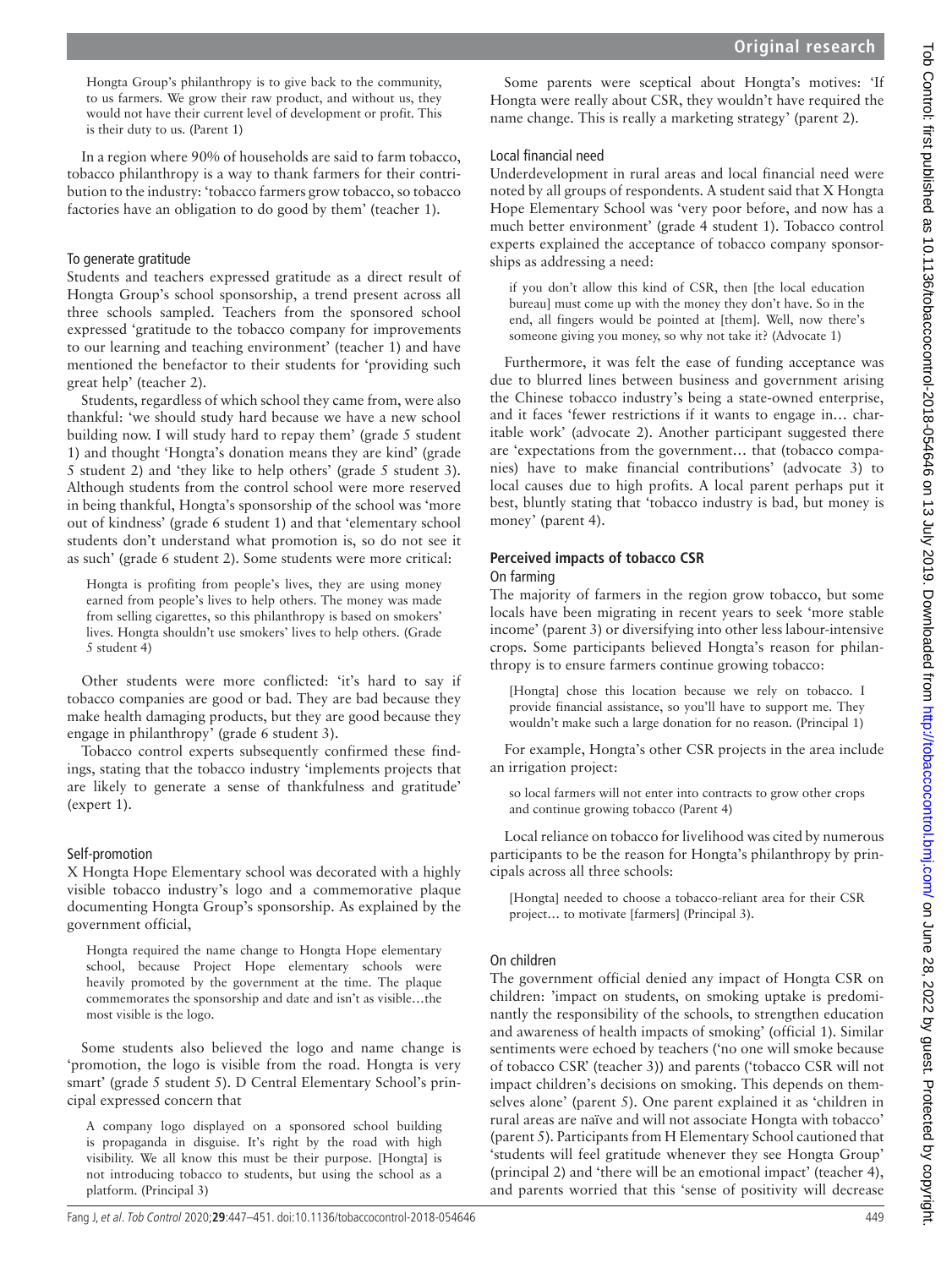> Hongta Group's philanthropy is to give back to the community, to us farmers. We grow their raw product, and without us, they would not have their current level of development or profit. This is their duty to us. (Parent 1)

In a region where 90% of households are said to farm tobacco, tobacco philanthropy is a way to thank farmers for their contribution to the industry: 'tobacco farmers grow tobacco, so tobacco factories have an obligation to do good by them' (teacher 1).

### To generate gratitude

Students and teachers expressed gratitude as a direct result of Hongta Group's school sponsorship, a trend present across all three schools sampled. Teachers from the sponsored school expressed 'gratitude to the tobacco company for improvements to our learning and teaching environment' (teacher 1) and have mentioned the benefactor to their students for 'providing such great help' (teacher 2).

Students, regardless of which school they came from, were also thankful: 'we should study hard because we have a new school building now. I will study hard to repay them' (grade 5 student 1) and thought 'Hongta's donation means they are kind' (grade 5 student 2) and 'they like to help others' (grade 5 student 3). Although students from the control school were more reserved in being thankful, Hongta's sponsorship of the school was 'more out of kindness' (grade 6 student 1) and that 'elementary school students don't understand what promotion is, so do not see it as such' (grade 6 student 2). Some students were more critical:

> Hongta is profiting from people's lives, they are using money earned from people's lives to help others. The money was made from selling cigarettes, so this philanthropy is based on smokers' lives. Hongta shouldn't use smokers' lives to help others. (Grade 5 student 4)

Other students were more conflicted: 'it's hard to say if tobacco companies are good or bad. They are bad because they make health damaging products, but they are good because they engage in philanthropy' (grade 6 student 3).

Tobacco control experts subsequently confirmed these findings, stating that the tobacco industry 'implements projects that are likely to generate a sense of thankfulness and gratitude' (expert 1).

### Self-promotion

X Hongta Hope Elementary school was decorated with a highly visible tobacco industry's logo and a commemorative plaque documenting Hongta Group's sponsorship. As explained by the government official,

> Hongta required the name change to Hongta Hope elementary school, because Project Hope elementary schools were heavily promoted by the government at the time. The plaque commemorates the sponsorship and date and isn't as visible…the most visible is the logo.

Some students also believed the logo and name change is 'promotion, the logo is visible from the road. Hongta is very smart' (grade 5 student 5). D Central Elementary School's principal expressed concern that

> A company logo displayed on a sponsored school building is propaganda in disguise. It's right by the road with high visibility. We all know this must be their purpose. [Hongta] is not introducing tobacco to students, but using the school as a platform. (Principal 3)

Some parents were sceptical about Hongta's motives: 'If Hongta were really about CSR, they wouldn't have required the name change. This is really a marketing strategy' (parent 2).

### Local financial need

Underdevelopment in rural areas and local financial need were noted by all groups of respondents. A student said that X Hongta Hope Elementary School was 'very poor before, and now has a much better environment' (grade 4 student 1). Tobacco control experts explained the acceptance of tobacco company sponsorships as addressing a need:

> if you don't allow this kind of CSR, then [the local education bureau] must come up with the money they don't have. So in the end, all fingers would be pointed at [them]. Well, now there's someone giving you money, so why not take it? (Advocate 1)

Furthermore, it was felt the ease of funding acceptance was due to blurred lines between business and government arising the Chinese tobacco industry's being a state-owned enterprise, and it faces 'fewer restrictions if it wants to engage in… charitable work' (advocate 2). Another participant suggested there are 'expectations from the government… that (tobacco companies) have to make financial contributions' (advocate 3) to local causes due to high profits. A local parent perhaps put it best, bluntly stating that 'tobacco industry is bad, but money is money' (parent 4).

## Perceived impacts of tobacco CSR

### On farming

The majority of farmers in the region grow tobacco, but some locals have been migrating in recent years to seek 'more stable income' (parent 3) or diversifying into other less labour-intensive crops. Some participants believed Hongta's reason for philanthropy is to ensure farmers continue growing tobacco:

> [Hongta] chose this location because we rely on tobacco. I provide financial assistance, so you'll have to support me. They wouldn't make such a large donation for no reason. (Principal 1)

For example, Hongta's other CSR projects in the area include an irrigation project:

> so local farmers will not enter into contracts to grow other crops and continue growing tobacco (Parent 4)

Local reliance on tobacco for livelihood was cited by numerous participants to be the reason for Hongta's philanthropy by principals across all three schools:

> [Hongta] needed to choose a tobacco-reliant area for their CSR project… to motivate [farmers] (Principal 3).

### On children

The government official denied any impact of Hongta CSR on children: 'impact on students, on smoking uptake is predominantly the responsibility of the schools, to strengthen education and awareness of health impacts of smoking' (official 1). Similar sentiments were echoed by teachers ('no one will smoke because of tobacco CSR' (teacher 3)) and parents ('tobacco CSR will not impact children's decisions on smoking. This depends on themselves alone' (parent 5). One parent explained it as 'children in rural areas are naïve and will not associate Hongta with tobacco' (parent 5). Participants from H Elementary School cautioned that 'students will feel gratitude whenever they see Hongta Group' (principal 2) and 'there will be an emotional impact' (teacher 4), and parents worried that this 'sense of positivity will decrease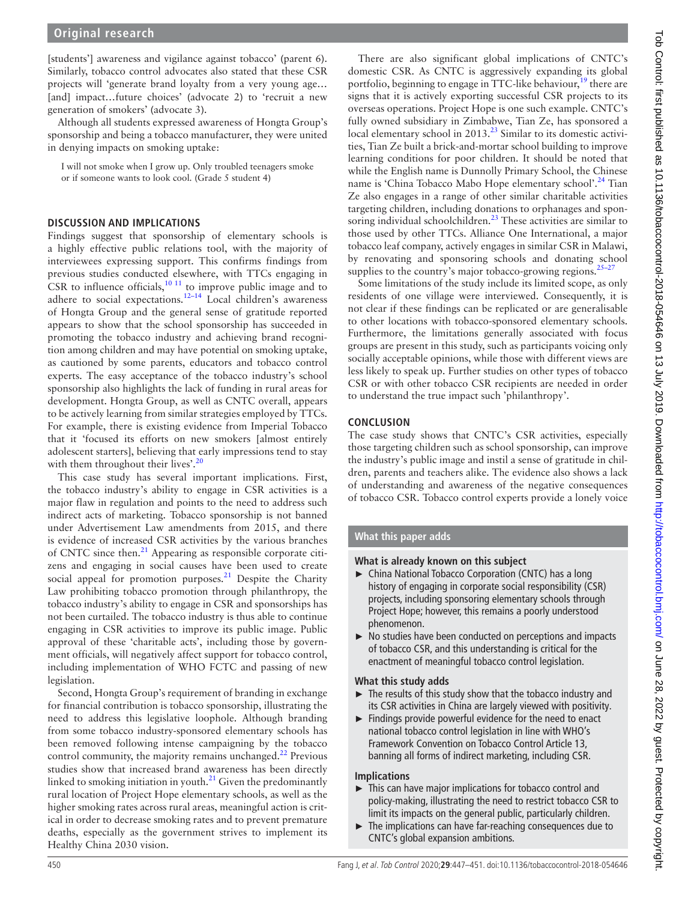[students'] awareness and vigilance against tobacco' (parent 6). Similarly, tobacco control advocates also stated that these CSR projects will 'generate brand loyalty from a very young age… [and] impact…future choices' (advocate 2) to 'recruit a new generation of smokers' (advocate 3).

Although all students expressed awareness of Hongta Group's sponsorship and being a tobacco manufacturer, they were united in denying impacts on smoking uptake:

> I will not smoke when I grow up. Only troubled teenagers smoke or if someone wants to look cool. (Grade 5 student 4)

## DISCUSSION AND IMPLICATIONS

Findings suggest that sponsorship of elementary schools is a highly effective public relations tool, with the majority of interviewees expressing support. This confirms findings from previous studies conducted elsewhere, with TTCs engaging in CSR to influence officials,[10 11] to improve public image and to adhere to social expectations.[12–14] Local children's awareness of Hongta Group and the general sense of gratitude reported appears to show that the school sponsorship has succeeded in promoting the tobacco industry and achieving brand recognition among children and may have potential on smoking uptake, as cautioned by some parents, educators and tobacco control experts. The easy acceptance of the tobacco industry's school sponsorship also highlights the lack of funding in rural areas for development. Hongta Group, as well as CNTC overall, appears to be actively learning from similar strategies employed by TTCs. For example, there is existing evidence from Imperial Tobacco that it 'focused its efforts on new smokers [almost entirely adolescent starters], believing that early impressions tend to stay with them throughout their lives'.[20]

This case study has several important implications. First, the tobacco industry's ability to engage in CSR activities is a major flaw in regulation and points to the need to address such indirect acts of marketing. Tobacco sponsorship is not banned under Advertisement Law amendments from 2015, and there is evidence of increased CSR activities by the various branches of CNTC since then.[21] Appearing as responsible corporate citizens and engaging in social causes have been used to create social appeal for promotion purposes.[21] Despite the Charity Law prohibiting tobacco promotion through philanthropy, the tobacco industry's ability to engage in CSR and sponsorships has not been curtailed. The tobacco industry is thus able to continue engaging in CSR activities to improve its public image. Public approval of these 'charitable acts', including those by government officials, will negatively affect support for tobacco control, including implementation of WHO FCTC and passing of new legislation.

Second, Hongta Group's requirement of branding in exchange for financial contribution is tobacco sponsorship, illustrating the need to address this legislative loophole. Although branding from some tobacco industry-sponsored elementary schools has been removed following intense campaigning by the tobacco control community, the majority remains unchanged.[22] Previous studies show that increased brand awareness has been directly linked to smoking initiation in youth.[21] Given the predominantly rural location of Project Hope elementary schools, as well as the higher smoking rates across rural areas, meaningful action is critical in order to decrease smoking rates and to prevent premature deaths, especially as the government strives to implement its Healthy China 2030 vision.

There are also significant global implications of CNTC's domestic CSR. As CNTC is aggressively expanding its global portfolio, beginning to engage in TTC-like behaviour,[19] there are signs that it is actively exporting successful CSR projects to its overseas operations. Project Hope is one such example. CNTC's fully owned subsidiary in Zimbabwe, Tian Ze, has sponsored a local elementary school in 2013.[23] Similar to its domestic activities, Tian Ze built a brick-and-mortar school building to improve learning conditions for poor children. It should be noted that while the English name is Dunnolly Primary School, the Chinese name is 'China Tobacco Mabo Hope elementary school'.[24] Tian Ze also engages in a range of other similar charitable activities targeting children, including donations to orphanages and sponsoring individual schoolchildren.[23] These activities are similar to those used by other TTCs. Alliance One International, a major tobacco leaf company, actively engages in similar CSR in Malawi, by renovating and sponsoring schools and donating school supplies to the country's major tobacco-growing regions.[25–27]

Some limitations of the study include its limited scope, as only residents of one village were interviewed. Consequently, it is not clear if these findings can be replicated or are generalisable to other locations with tobacco-sponsored elementary schools. Furthermore, the limitations generally associated with focus groups are present in this study, such as participants voicing only socially acceptable opinions, while those with different views are less likely to speak up. Further studies on other types of tobacco CSR or with other tobacco CSR recipients are needed in order to understand the true impact such 'philanthropy'.

## CONCLUSION

The case study shows that CNTC's CSR activities, especially those targeting children such as school sponsorship, can improve the industry's public image and instil a sense of gratitude in children, parents and teachers alike. The evidence also shows a lack of understanding and awareness of the negative consequences of tobacco CSR. Tobacco control experts provide a lonely voice

## What this paper adds

### What is already known on this subject

- China National Tobacco Corporation (CNTC) has a long history of engaging in corporate social responsibility (CSR) projects, including sponsoring elementary schools through Project Hope; however, this remains a poorly understood phenomenon.
- No studies have been conducted on perceptions and impacts of tobacco CSR, and this understanding is critical for the enactment of meaningful tobacco control legislation.

### What this study adds

- The results of this study show that the tobacco industry and its CSR activities in China are largely viewed with positivity.
- Findings provide powerful evidence for the need to enact national tobacco control legislation in line with WHO's Framework Convention on Tobacco Control Article 13, banning all forms of indirect marketing, including CSR.

### Implications

- This can have major implications for tobacco control and policy-making, illustrating the need to restrict tobacco CSR to limit its impacts on the general public, particularly children.
- The implications can have far-reaching consequences due to CNTC's global expansion ambitions.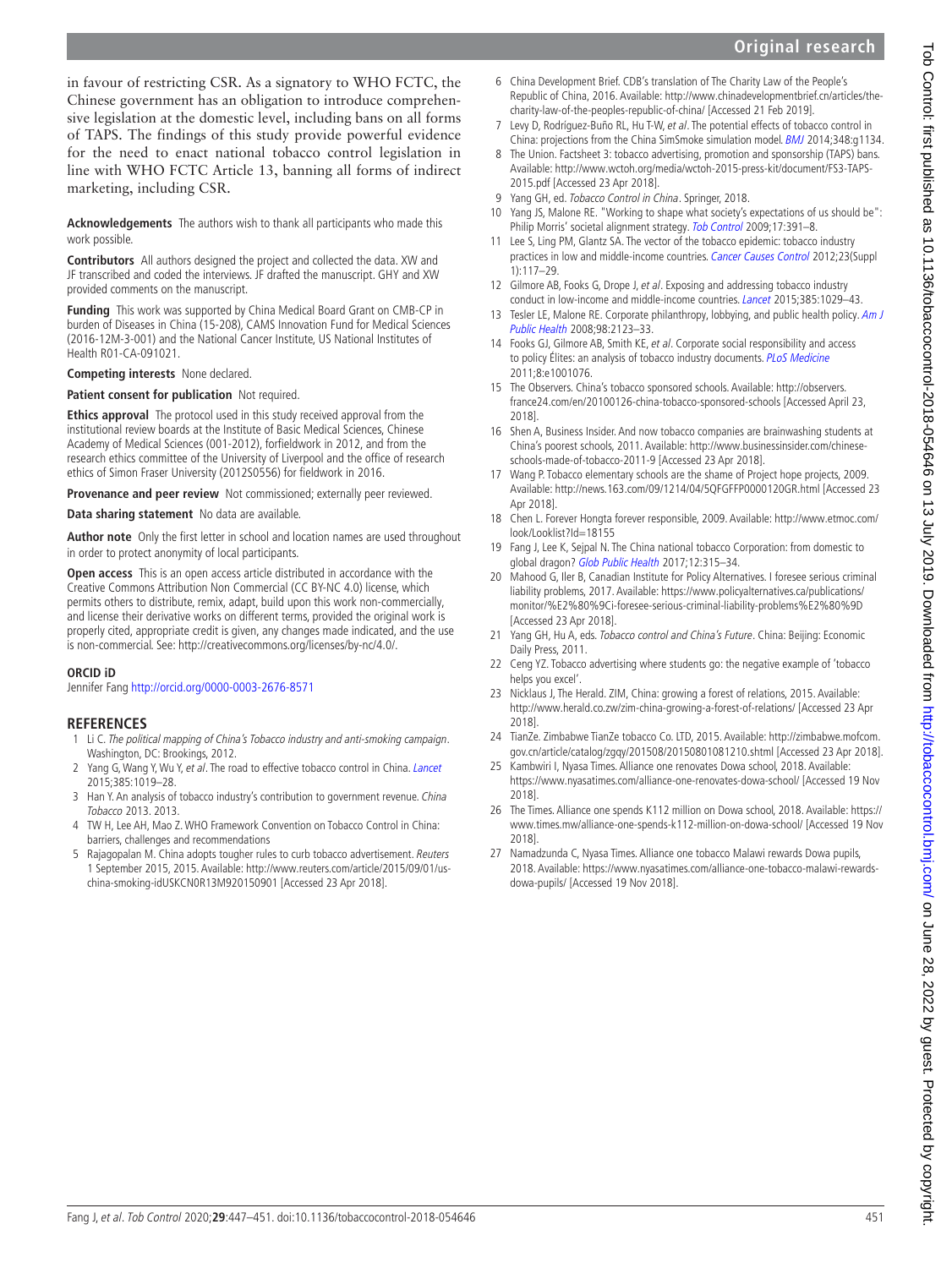in favour of restricting CSR. As a signatory to WHO FCTC, the Chinese government has an obligation to introduce comprehensive legislation at the domestic level, including bans on all forms of TAPS. The findings of this study provide powerful evidence for the need to enact national tobacco control legislation in line with WHO FCTC Article 13, banning all forms of indirect marketing, including CSR.

**Acknowledgements** The authors wish to thank all participants who made this work possible.

**Contributors** All authors designed the project and collected the data. XW and JF transcribed and coded the interviews. JF drafted the manuscript. GHY and XW provided comments on the manuscript.

**Funding** This work was supported by China Medical Board Grant on CMB-CP in burden of Diseases in China (15-208), CAMS Innovation Fund for Medical Sciences (2016-12M-3-001) and the National Cancer Institute, US National Institutes of Health R01-CA-091021.

**Competing interests** None declared.

**Patient consent for publication** Not required.

**Ethics approval** The protocol used in this study received approval from the institutional review boards at the Institute of Basic Medical Sciences, Chinese Academy of Medical Sciences (001-2012), forfieldwork in 2012, and from the research ethics committee of the University of Liverpool and the office of research ethics of Simon Fraser University (2012S0556) for fieldwork in 2016.

**Provenance and peer review** Not commissioned; externally peer reviewed.

**Data sharing statement** No data are available.

**Author note** Only the first letter in school and location names are used throughout in order to protect anonymity of local participants.

**Open access** This is an open access article distributed in accordance with the Creative Commons Attribution Non Commercial (CC BY-NC 4.0) license, which permits others to distribute, remix, adapt, build upon this work non-commercially, and license their derivative works on different terms, provided the original work is properly cited, appropriate credit is given, any changes made indicated, and the use is non-commercial. See: http://creativecommons.org/licenses/by-nc/4.0/.

**ORCID iD**

Jennifer Fang http://orcid.org/0000-0003-2676-8571

## REFERENCES

1. Li C. *The political mapping of China's Tobacco industry and anti-smoking campaign*. Washington, DC: Brookings, 2012.
2. Yang G, Wang Y, Wu Y, *et al*. The road to effective tobacco control in China. *Lancet* 2015;385:1019–28.
3. Han Y. An analysis of tobacco industry's contribution to government revenue. *China Tobacco* 2013. 2013.
4. TW H, Lee AH, Mao Z. WHO Framework Convention on Tobacco Control in China: barriers, challenges and recommendations
5. Rajagopalan M. China adopts tougher rules to curb tobacco advertisement. *Reuters* 1 September 2015, 2015. Available: http://www.reuters.com/article/2015/09/01/us-china-smoking-idUSKCN0R13M920150901 [Accessed 23 Apr 2018].
6. China Development Brief. CDB's translation of The Charity Law of the People's Republic of China, 2016. Available: http://www.chinadevelopmentbrief.cn/articles/the-charity-law-of-the-peoples-republic-of-china/ [Accessed 21 Feb 2019].
7. Levy D, Rodríguez-Buño RL, Hu T-W, *et al*. The potential effects of tobacco control in China: projections from the China SimSmoke simulation model. *BMJ* 2014;348:g1134.
8. The Union. Factsheet 3: tobacco advertising, promotion and sponsorship (TAPS) bans. Available: http://www.wctoh.org/media/wctoh-2015-press-kit/document/FS3-TAPS-2015.pdf [Accessed 23 Apr 2018].
9. Yang GH, ed. *Tobacco Control in China*. Springer, 2018.
10. Yang JS, Malone RE. "Working to shape what society's expectations of us should be": Philip Morris' societal alignment strategy. *Tob Control* 2009;17:391–8.
11. Lee S, Ling PM, Glantz SA. The vector of the tobacco epidemic: tobacco industry practices in low and middle-income countries. *Cancer Causes Control* 2012;23(Suppl 1):117–29.
12. Gilmore AB, Fooks G, Drope J, *et al*. Exposing and addressing tobacco industry conduct in low-income and middle-income countries. *Lancet* 2015;385:1029–43.
13. Tesler LE, Malone RE. Corporate philanthropy, lobbying, and public health policy. *Am J Public Health* 2008;98:2123–33.
14. Fooks GJ, Gilmore AB, Smith KE, *et al*. Corporate social responsibility and access to policy Élites: an analysis of tobacco industry documents. *PLoS Medicine* 2011;8:e1001076.
15. The Observers. China's tobacco sponsored schools. Available: http://observers.france24.com/en/20100126-china-tobacco-sponsored-schools [Accessed April 23, 2018].
16. Shen A, Business Insider. And now tobacco companies are brainwashing students at China's poorest schools, 2011. Available: http://www.businessinsider.com/chinese-schools-made-of-tobacco-2011-9 [Accessed 23 Apr 2018].
17. Wang P. Tobacco elementary schools are the shame of Project hope projects, 2009. Available: http://news.163.com/09/1214/04/5QFGFFP0000120GR.html [Accessed 23 Apr 2018].
18. Chen L. Forever Hongta forever responsible, 2009. Available: http://www.etmoc.com/look/Looklist?Id=18155
19. Fang J, Lee K, Sejpal N. The China national tobacco Corporation: from domestic to global dragon? *Glob Public Health* 2017;12:315–34.
20. Mahood G, Iler B, Canadian Institute for Policy Alternatives. I foresee serious criminal liability problems, 2017. Available: https://www.policyalternatives.ca/publications/monitor/%E2%80%9Ci-foresee-serious-criminal-liability-problems%E2%80%9D [Accessed 23 Apr 2018].
21. Yang GH, Hu A, eds. *Tobacco control and China's Future*. China: Beijing: Economic Daily Press, 2011.
22. Ceng YZ. Tobacco advertising where students go: the negative example of 'tobacco helps you excel'.
23. Nicklaus J, The Herald. ZIM, China: growing a forest of relations, 2015. Available: http://www.herald.co.zw/zim-china-growing-a-forest-of-relations/ [Accessed 23 Apr 2018].
24. TianZe. Zimbabwe TianZe tobacco Co. LTD, 2015. Available: http://zimbabwe.mofcom.gov.cn/article/catalog/zgqy/201508/20150801081210.shtml [Accessed 23 Apr 2018].
25. Kambwiri I, Nyasa Times. Alliance one renovates Dowa school, 2018. Available: https://www.nyasatimes.com/alliance-one-renovates-dowa-school/ [Accessed 19 Nov 2018].
26. The Times. Alliance one spends K112 million on Dowa school, 2018. Available: https://www.times.mw/alliance-one-spends-k112-million-on-dowa-school/ [Accessed 19 Nov 2018].
27. Namadzunda C, Nyasa Times. Alliance one tobacco Malawi rewards Dowa pupils, 2018. Available: https://www.nyasatimes.com/alliance-one-tobacco-malawi-rewards-dowa-pupils/ [Accessed 19 Nov 2018].